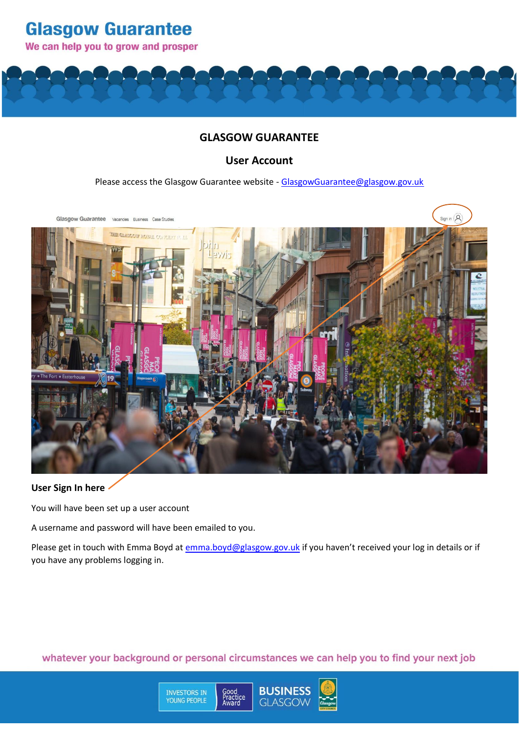# Glasgow Guarantee

We can help you to grow and prosper

## GLASGOW GUARANTEE

### User Account

Please access the Glasgow Guarantee website - GlasgowGuarantee@glasgow.gov.uk

**User Sign In here**

You will have been set up a user account

A username and password will have been emailed to you.

Please get in touch with Emma Boyd at emma.boyd@glasgow.gov.uk if you haven't received your log in details or if you have any problems logging in.

whatever your background or personal circumstances we can help you to find your next job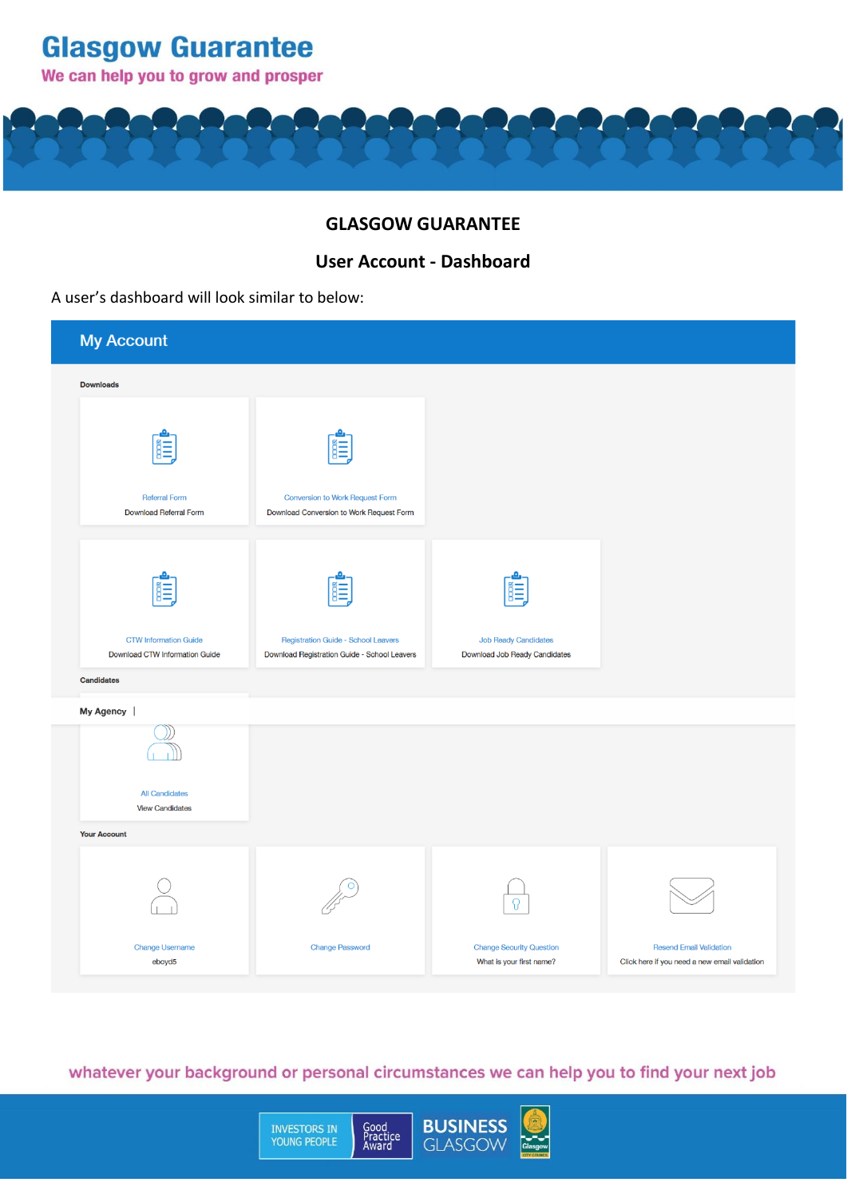# GLASGOW GUARANTEE

## User Account - Dashboard

A user's dashboard will look similar to below:

**My Account**

**Downloads**

- Referral Form — Download Referral Form
- Conversion to Work Request Form — Download Conversion to Work Request Form
- CTW Information Guide — Download CTW Information Guide
- Registration Guide - School Leavers — Download Registration Guide - School Leavers
- Job Ready Candidates — Download Job Ready Candidates

**Candidates**

**My Agency** |

- All Candidates — View Candidates

**Your Account**

- Change Username — eboyd5
- Change Password
- Change Security Question — What is your first name?
- Resend Email Validation — Click here if you need a new email validation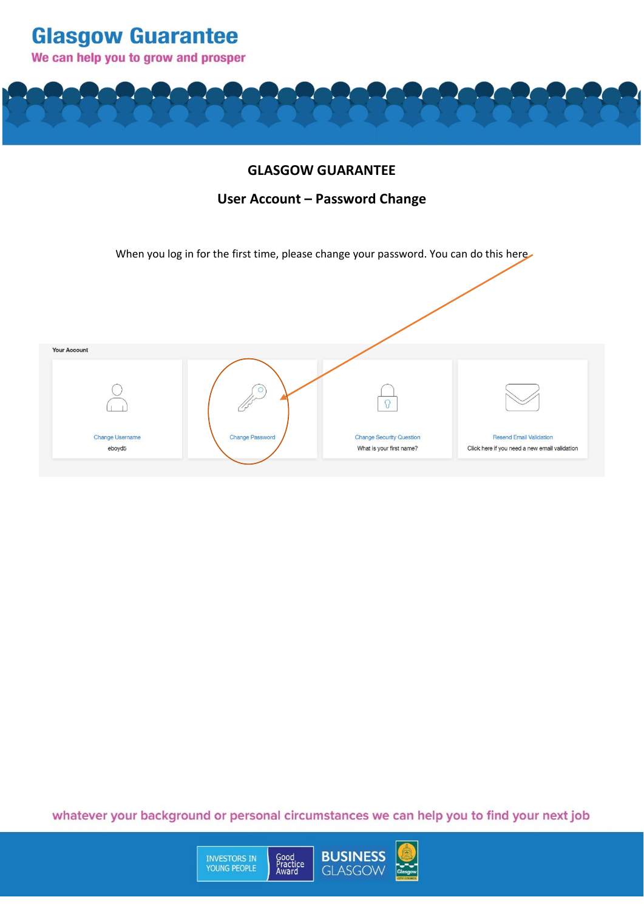# GLASGOW GUARANTEE

## User Account – Password Change

When you log in for the first time, please change your password. You can do this here

Your Account

Change Username
eboyd5

Change Password

Change Security Question
What is your first name?

Resend Email Validation
Click here if you need a new email validation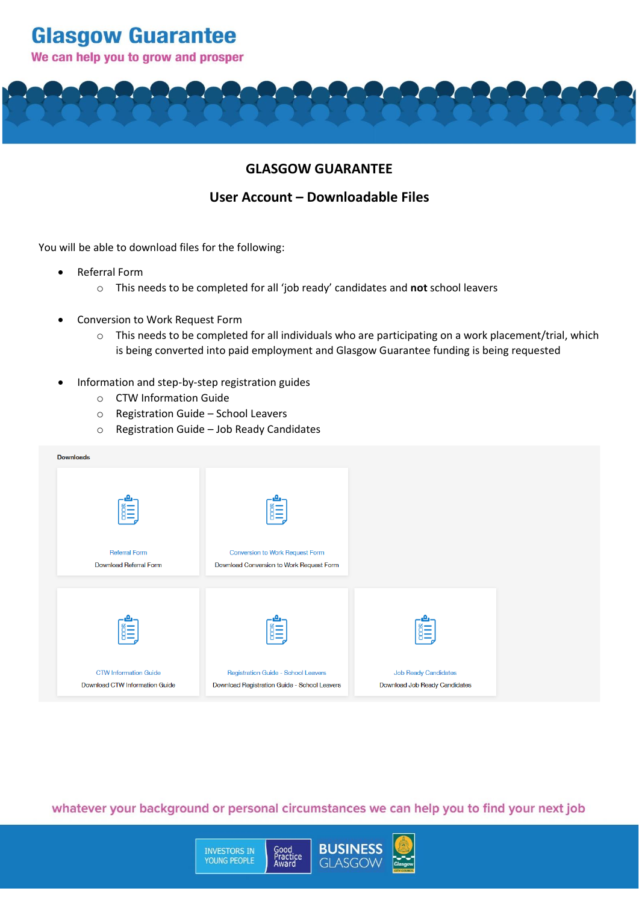# GLASGOW GUARANTEE

## User Account – Downloadable Files

You will be able to download files for the following:

- Referral Form
  - This needs to be completed for all 'job ready' candidates and **not** school leavers
- Conversion to Work Request Form
  - This needs to be completed for all individuals who are participating on a work placement/trial, which is being converted into paid employment and Glasgow Guarantee funding is being requested
- Information and step-by-step registration guides
  - CTW Information Guide
  - Registration Guide – School Leavers
  - Registration Guide – Job Ready Candidates

Downloads

Referral Form
Download Referral Form

Conversion to Work Request Form
Download Conversion to Work Request Form

CTW Information Guide
Download CTW Information Guide

Registration Guide - School Leavers
Download Registration Guide - School Leavers

Job Ready Candidates
Download Job Ready Candidates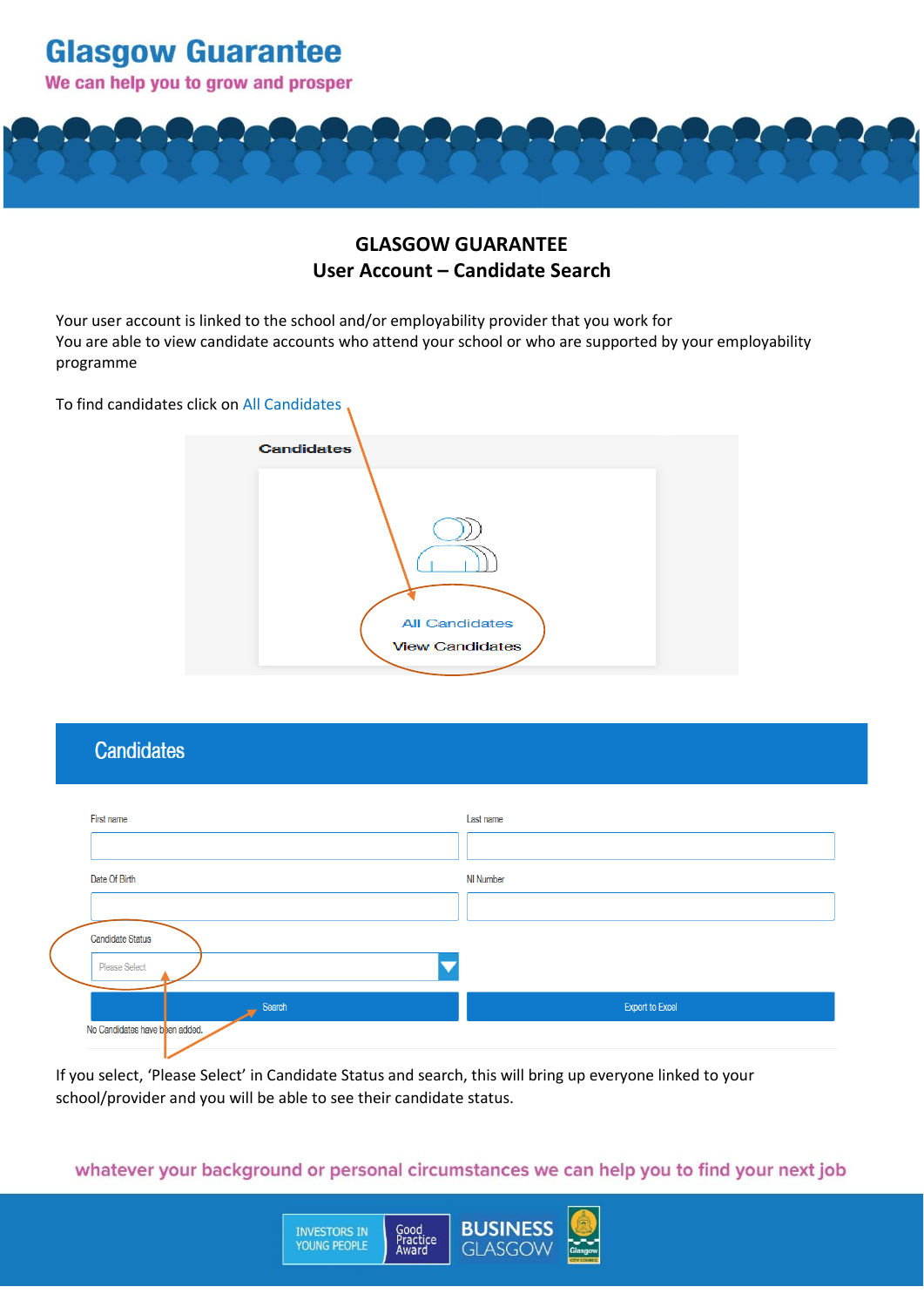# GLASGOW GUARANTEE
## User Account – Candidate Search

Your user account is linked to the school and/or employability provider that you work for
You are able to view candidate accounts who attend your school or who are supported by your employability programme

To find candidates click on All Candidates

Candidates

All Candidates
View Candidates

Candidates

First name | Last name

Date Of Birth | NI Number

Candidate Status

Please Select

Search | Export to Excel

No Candidates have been added.

If you select, 'Please Select' in Candidate Status and search, this will bring up everyone linked to your school/provider and you will be able to see their candidate status.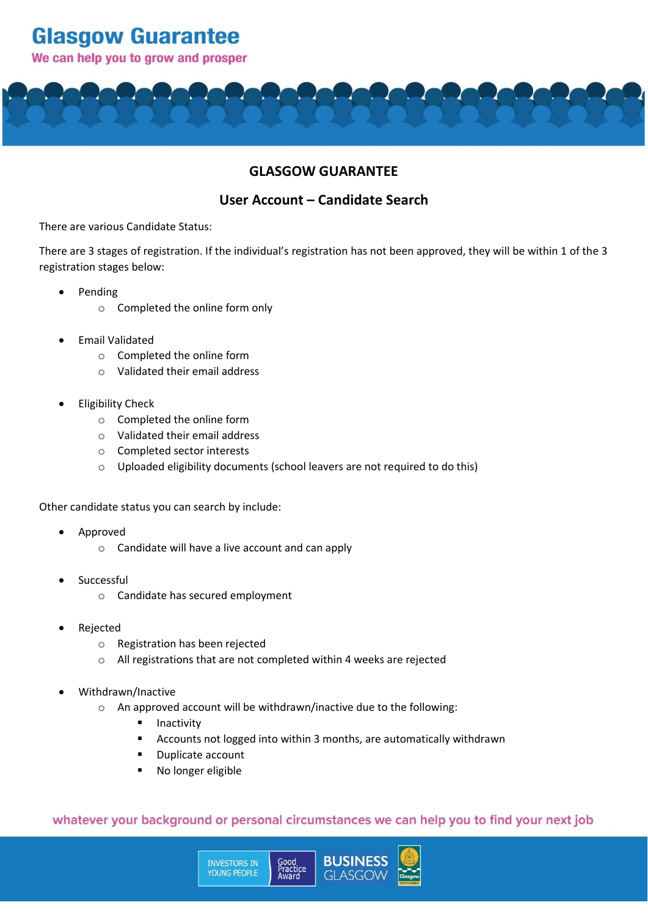# GLASGOW GUARANTEE

## User Account – Candidate Search

There are various Candidate Status:

There are 3 stages of registration. If the individual's registration has not been approved, they will be within 1 of the 3 registration stages below:

- Pending
  - Completed the online form only
- Email Validated
  - Completed the online form
  - Validated their email address
- Eligibility Check
  - Completed the online form
  - Validated their email address
  - Completed sector interests
  - Uploaded eligibility documents (school leavers are not required to do this)

Other candidate status you can search by include:

- Approved
  - Candidate will have a live account and can apply
- Successful
  - Candidate has secured employment
- Rejected
  - Registration has been rejected
  - All registrations that are not completed within 4 weeks are rejected
- Withdrawn/Inactive
  - An approved account will be withdrawn/inactive due to the following:
    - Inactivity
    - Accounts not logged into within 3 months, are automatically withdrawn
    - Duplicate account
    - No longer eligible